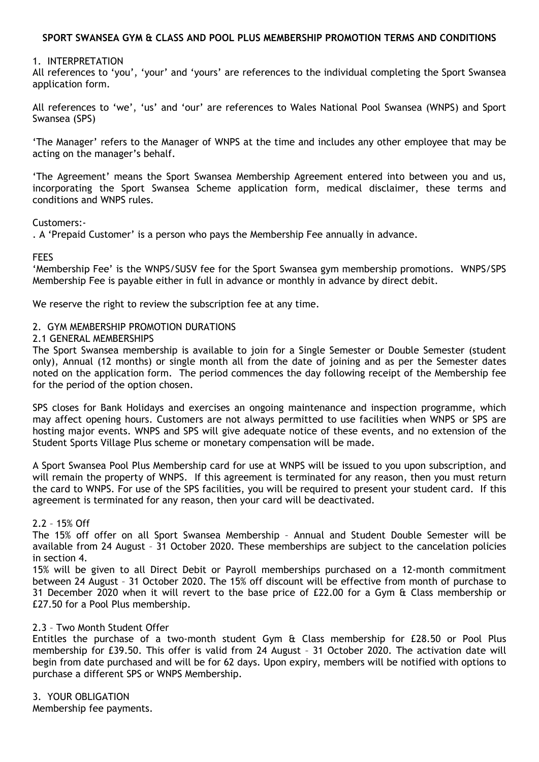# SPORT SWANSEA GYM & CLASS AND POOL PLUS MEMBERSHIP PROMOTION TERMS AND CONDITIONS

1. INTERPRETATION

All references to 'you', 'your' and 'yours' are references to the individual completing the Sport Swansea application form.

All references to 'we', 'us' and 'our' are references to Wales National Pool Swansea (WNPS) and Sport Swansea (SPS)

'The Manager' refers to the Manager of WNPS at the time and includes any other employee that may be acting on the manager's behalf.

'The Agreement' means the Sport Swansea Membership Agreement entered into between you and us, incorporating the Sport Swansea Scheme application form, medical disclaimer, these terms and conditions and WNPS rules.

Customers:-

. A 'Prepaid Customer' is a person who pays the Membership Fee annually in advance.

FEES

'Membership Fee' is the WNPS/SUSV fee for the Sport Swansea gym membership promotions. WNPS/SPS Membership Fee is payable either in full in advance or monthly in advance by direct debit.

We reserve the right to review the subscription fee at any time.

2. GYM MEMBERSHIP PROMOTION DURATIONS

2.1 GENERAL MEMBERSHIPS

The Sport Swansea membership is available to join for a Single Semester or Double Semester (student only), Annual (12 months) or single month all from the date of joining and as per the Semester dates noted on the application form. The period commences the day following receipt of the Membership fee for the period of the option chosen.

SPS closes for Bank Holidays and exercises an ongoing maintenance and inspection programme, which may affect opening hours. Customers are not always permitted to use facilities when WNPS or SPS are hosting major events. WNPS and SPS will give adequate notice of these events, and no extension of the Student Sports Village Plus scheme or monetary compensation will be made.

A Sport Swansea Pool Plus Membership card for use at WNPS will be issued to you upon subscription, and will remain the property of WNPS. If this agreement is terminated for any reason, then you must return the card to WNPS. For use of the SPS facilities, you will be required to present your student card. If this agreement is terminated for any reason, then your card will be deactivated.

2.2 – 15% Off

The 15% off offer on all Sport Swansea Membership – Annual and Student Double Semester will be available from 24 August – 31 October 2020. These memberships are subject to the cancelation policies in section 4.

15% will be given to all Direct Debit or Payroll memberships purchased on a 12-month commitment between 24 August – 31 October 2020. The 15% off discount will be effective from month of purchase to 31 December 2020 when it will revert to the base price of £22.00 for a Gym & Class membership or £27.50 for a Pool Plus membership.

2.3 – Two Month Student Offer

Entitles the purchase of a two-month student Gym & Class membership for £28.50 or Pool Plus membership for £39.50. This offer is valid from 24 August – 31 October 2020. The activation date will begin from date purchased and will be for 62 days. Upon expiry, members will be notified with options to purchase a different SPS or WNPS Membership.

3. YOUR OBLIGATION

Membership fee payments.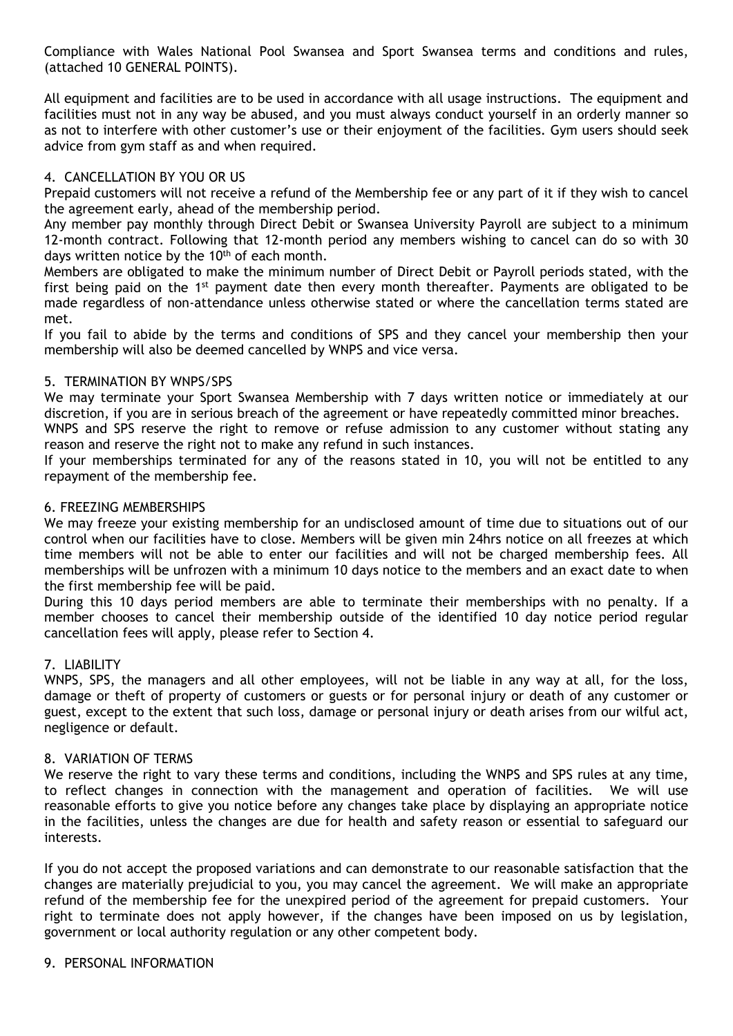Compliance with Wales National Pool Swansea and Sport Swansea terms and conditions and rules, (attached 10 GENERAL POINTS).

All equipment and facilities are to be used in accordance with all usage instructions. The equipment and facilities must not in any way be abused, and you must always conduct yourself in an orderly manner so as not to interfere with other customer's use or their enjoyment of the facilities. Gym users should seek advice from gym staff as and when required.

## 4. CANCELLATION BY YOU OR US

Prepaid customers will not receive a refund of the Membership fee or any part of it if they wish to cancel the agreement early, ahead of the membership period.

Any member pay monthly through Direct Debit or Swansea University Payroll are subject to a minimum 12-month contract. Following that 12-month period any members wishing to cancel can do so with 30 days written notice by the 10th of each month.

Members are obligated to make the minimum number of Direct Debit or Payroll periods stated, with the first being paid on the 1st payment date then every month thereafter. Payments are obligated to be made regardless of non-attendance unless otherwise stated or where the cancellation terms stated are met.

If you fail to abide by the terms and conditions of SPS and they cancel your membership then your membership will also be deemed cancelled by WNPS and vice versa.

## 5. TERMINATION BY WNPS/SPS

We may terminate your Sport Swansea Membership with 7 days written notice or immediately at our discretion, if you are in serious breach of the agreement or have repeatedly committed minor breaches.

WNPS and SPS reserve the right to remove or refuse admission to any customer without stating any reason and reserve the right not to make any refund in such instances.

If your memberships terminated for any of the reasons stated in 10, you will not be entitled to any repayment of the membership fee.

## 6. FREEZING MEMBERSHIPS

We may freeze your existing membership for an undisclosed amount of time due to situations out of our control when our facilities have to close. Members will be given min 24hrs notice on all freezes at which time members will not be able to enter our facilities and will not be charged membership fees. All memberships will be unfrozen with a minimum 10 days notice to the members and an exact date to when the first membership fee will be paid.

During this 10 days period members are able to terminate their memberships with no penalty. If a member chooses to cancel their membership outside of the identified 10 day notice period regular cancellation fees will apply, please refer to Section 4.

## 7. LIABILITY

WNPS, SPS, the managers and all other employees, will not be liable in any way at all, for the loss, damage or theft of property of customers or guests or for personal injury or death of any customer or guest, except to the extent that such loss, damage or personal injury or death arises from our wilful act, negligence or default.

## 8. VARIATION OF TERMS

We reserve the right to vary these terms and conditions, including the WNPS and SPS rules at any time, to reflect changes in connection with the management and operation of facilities. We will use reasonable efforts to give you notice before any changes take place by displaying an appropriate notice in the facilities, unless the changes are due for health and safety reason or essential to safeguard our interests.

If you do not accept the proposed variations and can demonstrate to our reasonable satisfaction that the changes are materially prejudicial to you, you may cancel the agreement. We will make an appropriate refund of the membership fee for the unexpired period of the agreement for prepaid customers. Your right to terminate does not apply however, if the changes have been imposed on us by legislation, government or local authority regulation or any other competent body.

## 9. PERSONAL INFORMATION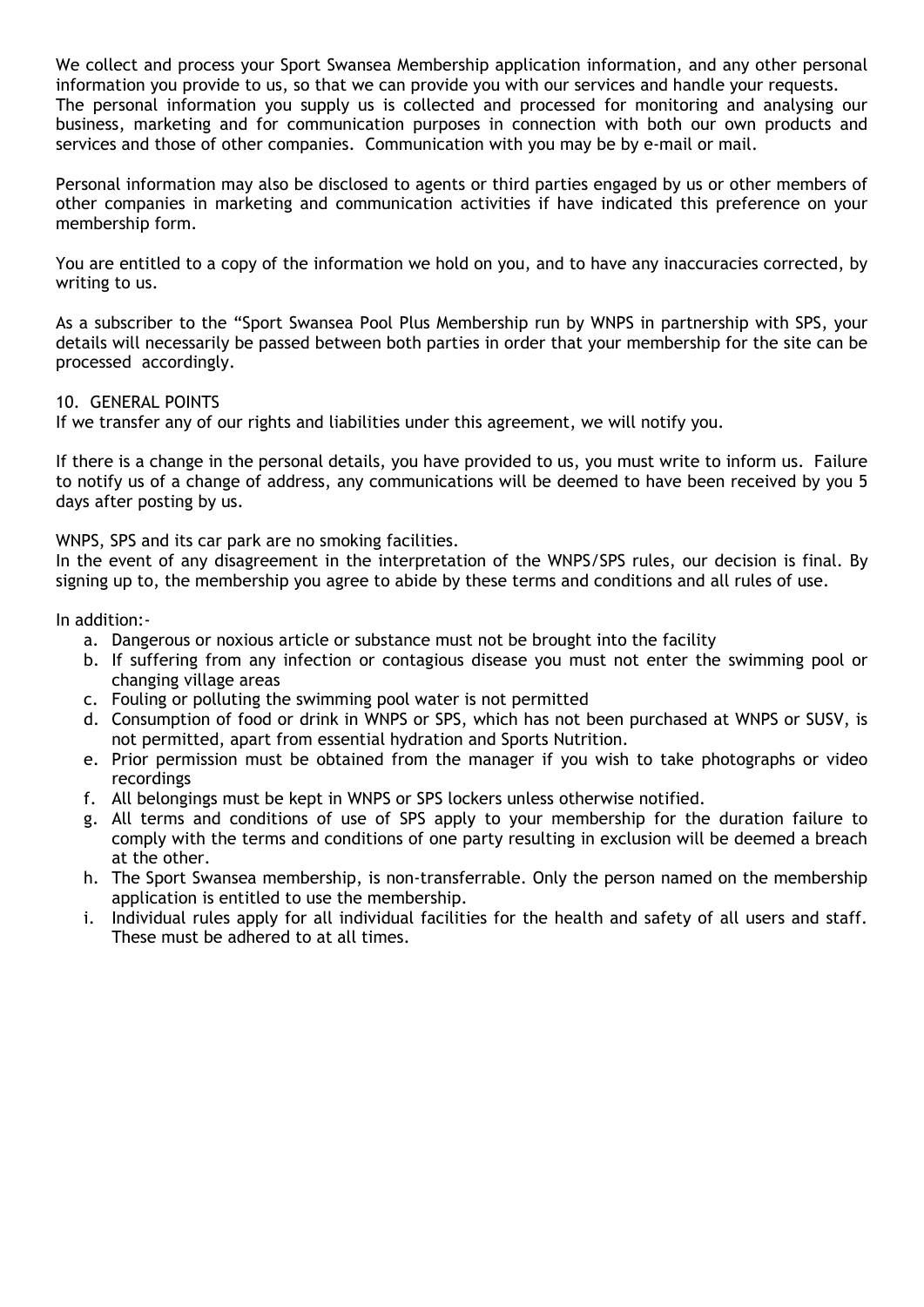We collect and process your Sport Swansea Membership application information, and any other personal information you provide to us, so that we can provide you with our services and handle your requests.
The personal information you supply us is collected and processed for monitoring and analysing our business, marketing and for communication purposes in connection with both our own products and services and those of other companies. Communication with you may be by e-mail or mail.

Personal information may also be disclosed to agents or third parties engaged by us or other members of other companies in marketing and communication activities if have indicated this preference on your membership form.

You are entitled to a copy of the information we hold on you, and to have any inaccuracies corrected, by writing to us.

As a subscriber to the "Sport Swansea Pool Plus Membership run by WNPS in partnership with SPS, your details will necessarily be passed between both parties in order that your membership for the site can be processed accordingly.

10. GENERAL POINTS

If we transfer any of our rights and liabilities under this agreement, we will notify you.

If there is a change in the personal details, you have provided to us, you must write to inform us. Failure to notify us of a change of address, any communications will be deemed to have been received by you 5 days after posting by us.

WNPS, SPS and its car park are no smoking facilities.
In the event of any disagreement in the interpretation of the WNPS/SPS rules, our decision is final. By signing up to, the membership you agree to abide by these terms and conditions and all rules of use.

In addition:-

a. Dangerous or noxious article or substance must not be brought into the facility
b. If suffering from any infection or contagious disease you must not enter the swimming pool or changing village areas
c. Fouling or polluting the swimming pool water is not permitted
d. Consumption of food or drink in WNPS or SPS, which has not been purchased at WNPS or SUSV, is not permitted, apart from essential hydration and Sports Nutrition.
e. Prior permission must be obtained from the manager if you wish to take photographs or video recordings
f. All belongings must be kept in WNPS or SPS lockers unless otherwise notified.
g. All terms and conditions of use of SPS apply to your membership for the duration failure to comply with the terms and conditions of one party resulting in exclusion will be deemed a breach at the other.
h. The Sport Swansea membership, is non-transferrable. Only the person named on the membership application is entitled to use the membership.
i. Individual rules apply for all individual facilities for the health and safety of all users and staff. These must be adhered to at all times.